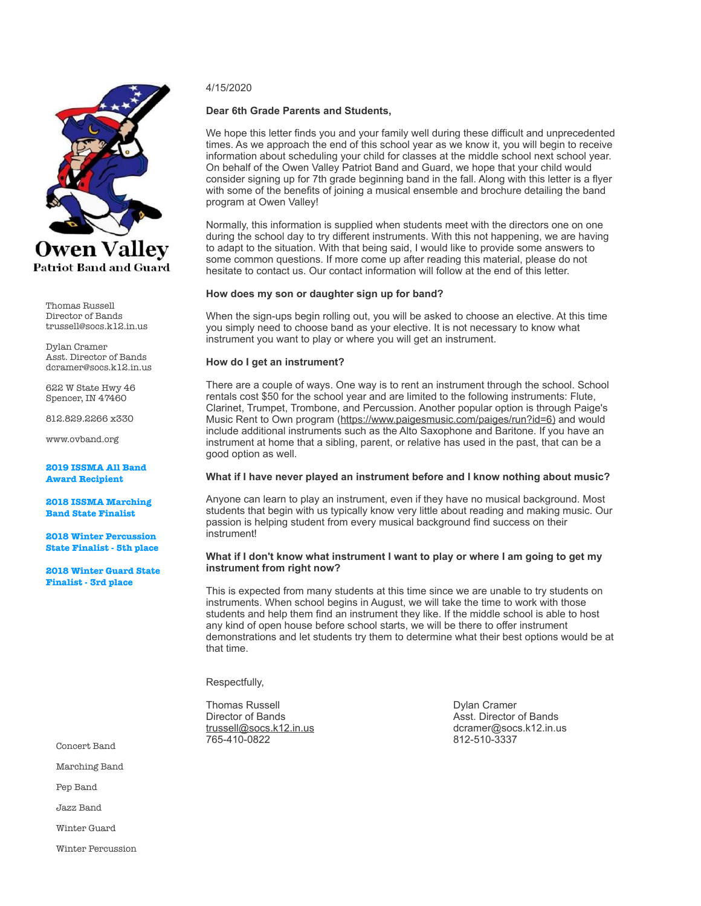**Owen Valley**
**Patriot Band and Guard**

Thomas Russell
Director of Bands
trussell@socs.k12.in.us

Dylan Cramer
Asst. Director of Bands
dcramer@socs.k12.in.us

622 W State Hwy 46
Spencer, IN 47460

812.829.2266 x330

www.ovband.org

**2019 ISSMA All Band Award Recipient**

**2018 ISSMA Marching Band State Finalist**

**2018 Winter Percussion State Finalist - 5th place**

**2018 Winter Guard State Finalist - 3rd place**

Concert Band

Marching Band

Pep Band

Jazz Band

Winter Guard

Winter Percussion

4/15/2020

**Dear 6th Grade Parents and Students,**

We hope this letter finds you and your family well during these difficult and unprecedented times. As we approach the end of this school year as we know it, you will begin to receive information about scheduling your child for classes at the middle school next school year. On behalf of the Owen Valley Patriot Band and Guard, we hope that your child would consider signing up for 7th grade beginning band in the fall. Along with this letter is a flyer with some of the benefits of joining a musical ensemble and brochure detailing the band program at Owen Valley!

Normally, this information is supplied when students meet with the directors one on one during the school day to try different instruments. With this not happening, we are having to adapt to the situation. With that being said, I would like to provide some answers to some common questions. If more come up after reading this material, please do not hesitate to contact us. Our contact information will follow at the end of this letter.

**How does my son or daughter sign up for band?**

When the sign-ups begin rolling out, you will be asked to choose an elective. At this time you simply need to choose band as your elective. It is not necessary to know what instrument you want to play or where you will get an instrument.

**How do I get an instrument?**

There are a couple of ways. One way is to rent an instrument through the school. School rentals cost $50 for the school year and are limited to the following instruments: Flute, Clarinet, Trumpet, Trombone, and Percussion. Another popular option is through Paige's Music Rent to Own program (https://www.paigesmusic.com/paiges/run?id=6) and would include additional instruments such as the Alto Saxophone and Baritone. If you have an instrument at home that a sibling, parent, or relative has used in the past, that can be a good option as well.

**What if I have never played an instrument before and I know nothing about music?**

Anyone can learn to play an instrument, even if they have no musical background. Most students that begin with us typically know very little about reading and making music. Our passion is helping student from every musical background find success on their instrument!

**What if I don't know what instrument I want to play or where I am going to get my instrument from right now?**

This is expected from many students at this time since we are unable to try students on instruments. When school begins in August, we will take the time to work with those students and help them find an instrument they like. If the middle school is able to host any kind of open house before school starts, we will be there to offer instrument demonstrations and let students try them to determine what their best options would be at that time.

Respectfully,

Thomas Russell
Director of Bands
trussell@socs.k12.in.us
765-410-0822

Dylan Cramer
Asst. Director of Bands
dcramer@socs.k12.in.us
812-510-3337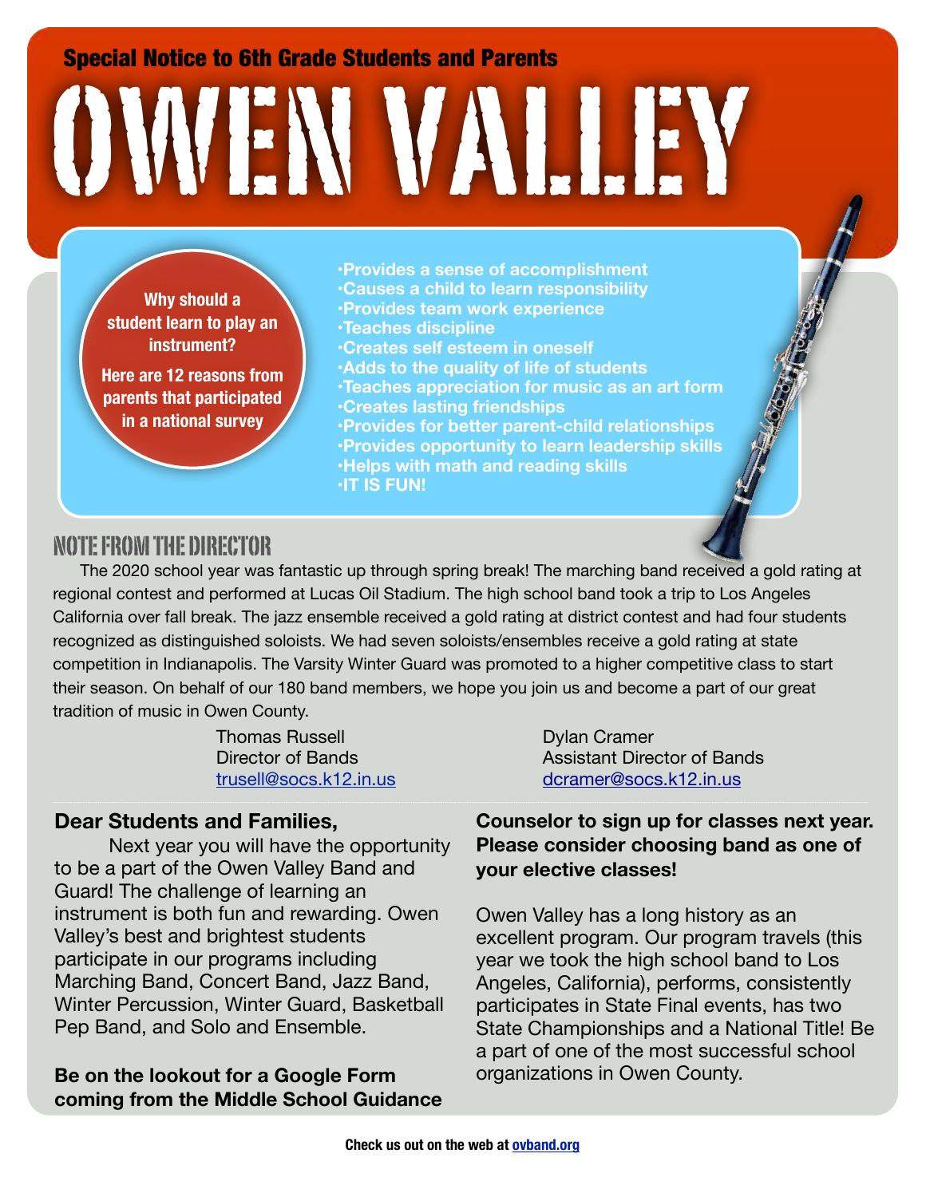**Special Notice to 6th Grade Students and Parents**

# OWEN VALLEY

**Why should a student learn to play an instrument?**

**Here are 12 reasons from parents that participated in a national survey**

- Provides a sense of accomplishment
- Causes a child to learn responsibility
- Provides team work experience
- Teaches discipline
- Creates self esteem in oneself
- Adds to the quality of life of students
- Teaches appreciation for music as an art form
- Creates lasting friendships
- Provides for better parent-child relationships
- Provides opportunity to learn leadership skills
- Helps with math and reading skills
- IT IS FUN!

## NOTE FROM THE DIRECTOR

The 2020 school year was fantastic up through spring break! The marching band received a gold rating at regional contest and performed at Lucas Oil Stadium. The high school band took a trip to Los Angeles California over fall break. The jazz ensemble received a gold rating at district contest and had four students recognized as distinguished soloists. We had seven soloists/ensembles receive a gold rating at state competition in Indianapolis. The Varsity Winter Guard was promoted to a higher competitive class to start their season. On behalf of our 180 band members, we hope you join us and become a part of our great tradition of music in Owen County.

Thomas Russell
Director of Bands
trusell@socs.k12.in.us

Dylan Cramer
Assistant Director of Bands
dcramer@socs.k12.in.us

**Dear Students and Families,**

Next year you will have the opportunity to be a part of the Owen Valley Band and Guard! The challenge of learning an instrument is both fun and rewarding. Owen Valley's best and brightest students participate in our programs including Marching Band, Concert Band, Jazz Band, Winter Percussion, Winter Guard, Basketball Pep Band, and Solo and Ensemble.

**Be on the lookout for a Google Form coming from the Middle School Guidance Counselor to sign up for classes next year. Please consider choosing band as one of your elective classes!**

Owen Valley has a long history as an excellent program. Our program travels (this year we took the high school band to Los Angeles, California), performs, consistently participates in State Final events, has two State Championships and a National Title! Be a part of one of the most successful school organizations in Owen County.

**Check us out on the web at ovband.org**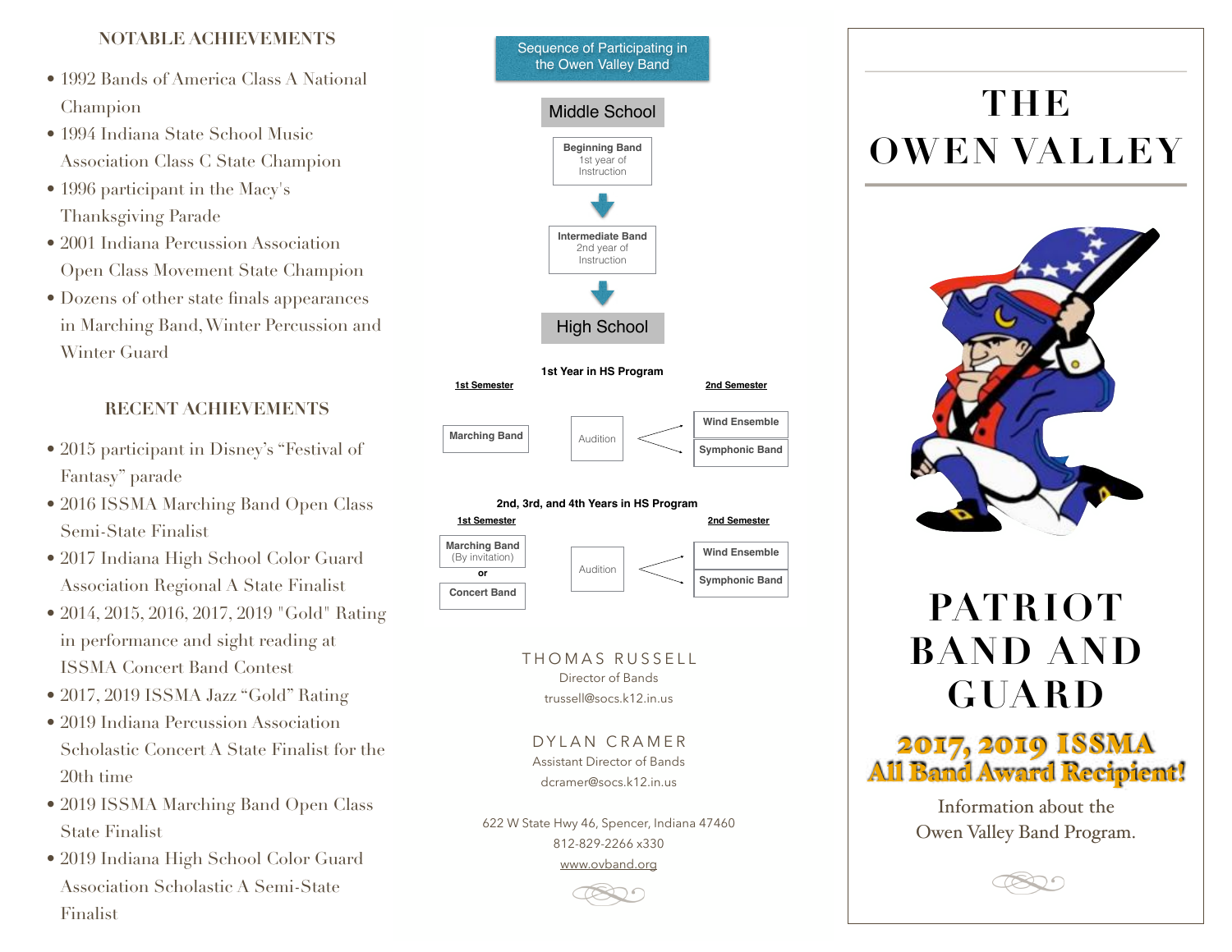## NOTABLE ACHIEVEMENTS

- 1992 Bands of America Class A National Champion
- 1994 Indiana State School Music Association Class C State Champion
- 1996 participant in the Macy's Thanksgiving Parade
- 2001 Indiana Percussion Association Open Class Movement State Champion
- Dozens of other state finals appearances in Marching Band, Winter Percussion and Winter Guard

## RECENT ACHIEVEMENTS

- 2015 participant in Disney's "Festival of Fantasy" parade
- 2016 ISSMA Marching Band Open Class Semi-State Finalist
- 2017 Indiana High School Color Guard Association Regional A State Finalist
- 2014, 2015, 2016, 2017, 2019 "Gold" Rating in performance and sight reading at ISSMA Concert Band Contest
- 2017, 2019 ISSMA Jazz "Gold" Rating
- 2019 Indiana Percussion Association Scholastic Concert A State Finalist for the 20th time
- 2019 ISSMA Marching Band Open Class State Finalist
- 2019 Indiana High School Color Guard Association Scholastic A Semi-State Finalist

## Sequence of Participating in the Owen Valley Band

### Middle School

**Beginning Band**
1st year of Instruction

↓

**Intermediate Band**
2nd year of Instruction

↓

### High School

**1st Year in HS Program**

| 1st Semester | | 2nd Semester |
|---|---|---|
| Marching Band | Audition | Wind Ensemble |
| | | Symphonic Band |

**2nd, 3rd, and 4th Years in HS Program**

| 1st Semester | | 2nd Semester |
|---|---|---|
| Marching Band (By invitation) or Concert Band | Audition | Wind Ensemble |
| | | Symphonic Band |

THOMAS RUSSELL
Director of Bands
trussell@socs.k12.in.us

DYLAN CRAMER
Assistant Director of Bands
dcramer@socs.k12.in.us

622 W State Hwy 46, Spencer, Indiana 47460
812-829-2266 x330
www.ovband.org

# THE OWEN VALLEY

# PATRIOT BAND AND GUARD

**2017, 2019 ISSMA All Band Award Recipient!**

Information about the Owen Valley Band Program.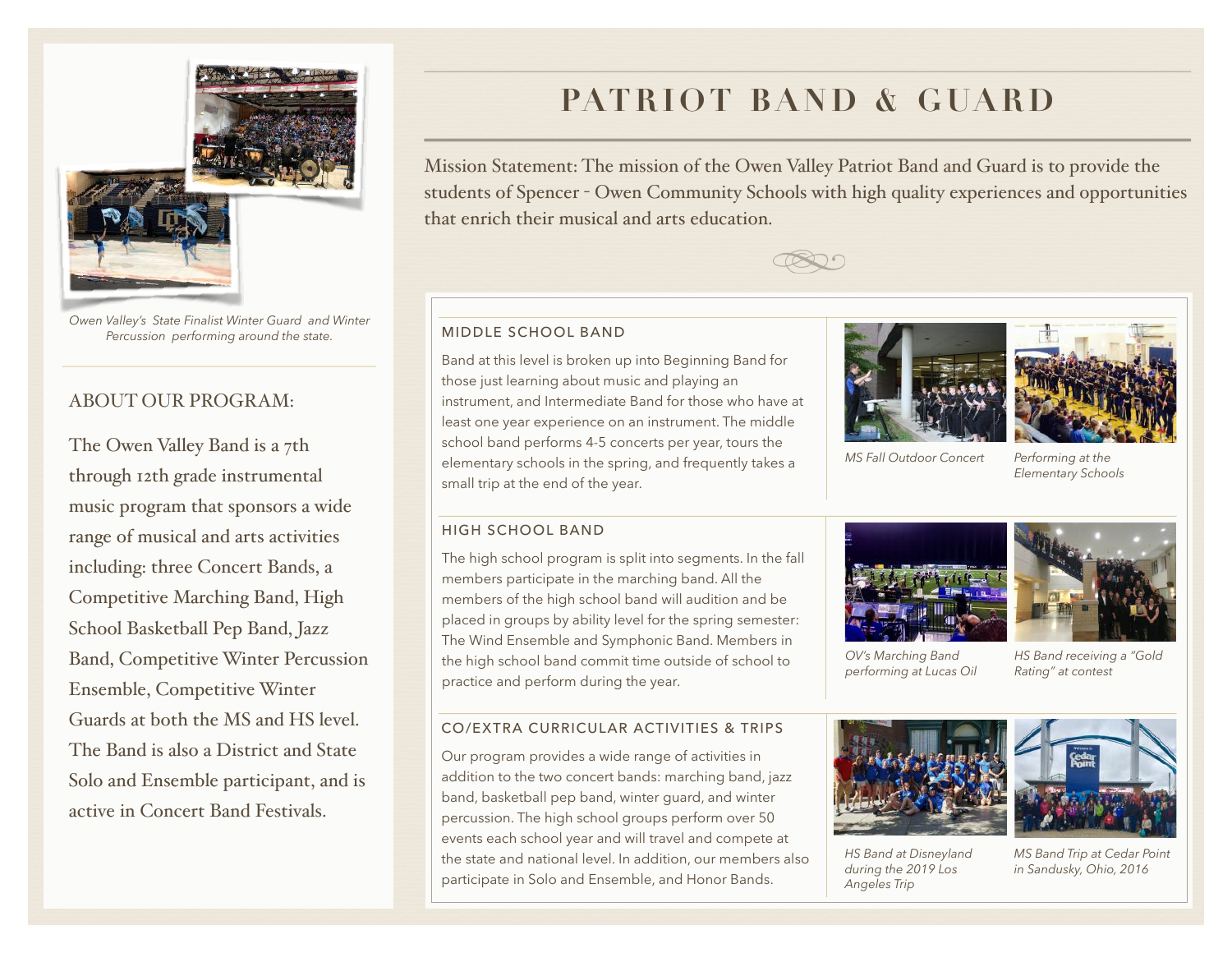Owen Valley's State Finalist Winter Guard and Winter Percussion performing around the state.

## ABOUT OUR PROGRAM:

The Owen Valley Band is a 7th through 12th grade instrumental music program that sponsors a wide range of musical and arts activities including: three Concert Bands, a Competitive Marching Band, High School Basketball Pep Band, Jazz Band, Competitive Winter Percussion Ensemble, Competitive Winter Guards at both the MS and HS level. The Band is also a District and State Solo and Ensemble participant, and is active in Concert Band Festivals.

# PATRIOT BAND & GUARD

Mission Statement: The mission of the Owen Valley Patriot Band and Guard is to provide the students of Spencer - Owen Community Schools with high quality experiences and opportunities that enrich their musical and arts education.

### MIDDLE SCHOOL BAND

Band at this level is broken up into Beginning Band for those just learning about music and playing an instrument, and Intermediate Band for those who have at least one year experience on an instrument. The middle school band performs 4-5 concerts per year, tours the elementary schools in the spring, and frequently takes a small trip at the end of the year.

*MS Fall Outdoor Concert*

*Performing at the Elementary Schools*

### HIGH SCHOOL BAND

The high school program is split into segments. In the fall members participate in the marching band. All the members of the high school band will audition and be placed in groups by ability level for the spring semester: The Wind Ensemble and Symphonic Band. Members in the high school band commit time outside of school to practice and perform during the year.

*OV's Marching Band performing at Lucas Oil*

*HS Band receiving a "Gold Rating" at contest*

### CO/EXTRA CURRICULAR ACTIVITIES & TRIPS

Our program provides a wide range of activities in addition to the two concert bands: marching band, jazz band, basketball pep band, winter guard, and winter percussion. The high school groups perform over 50 events each school year and will travel and compete at the state and national level. In addition, our members also participate in Solo and Ensemble, and Honor Bands.

*HS Band at Disneyland during the 2019 Los Angeles Trip*

*MS Band Trip at Cedar Point in Sandusky, Ohio, 2016*